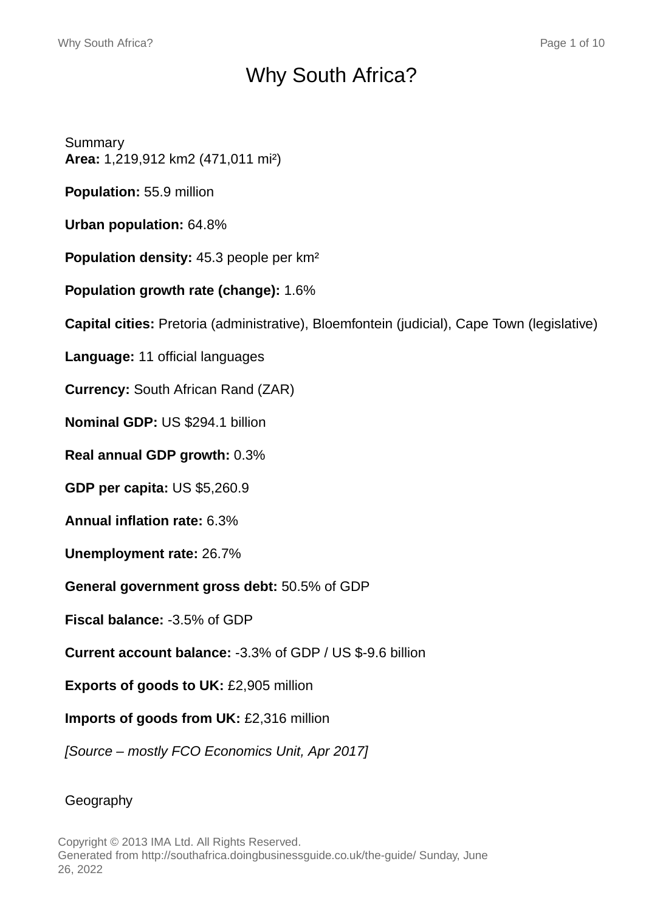# Why South Africa?

## Summary

**Area:** 1,219,912 km2 (471,011 mi²)

**Population:** 55.9 million

**Urban population:** 64.8%

**Population density:** 45.3 people per km²

**Population growth rate (change):** 1.6%

**Capital cities:** Pretoria (administrative), Bloemfontein (judicial), Cape Town (legislative)

**Language:** 11 official languages

**Currency:** South African Rand (ZAR)

**Nominal GDP:** US $294.1 billion

**Real annual GDP growth:** 0.3%

**GDP per capita:** US $5,260.9

**Annual inflation rate:** 6.3%

**Unemployment rate:** 26.7%

**General government gross debt:** 50.5% of GDP

**Fiscal balance:** -3.5% of GDP

**Current account balance:** -3.3% of GDP / US $-9.6 billion

**Exports of goods to UK:** £2,905 million

**Imports of goods from UK:** £2,316 million

*[Source – mostly FCO Economics Unit, Apr 2017]*

## Geography

Copyright © 2013 IMA Ltd. All Rights Reserved.
Generated from http://southafrica.doingbusinessguide.co.uk/the-guide/ Sunday, June 26, 2022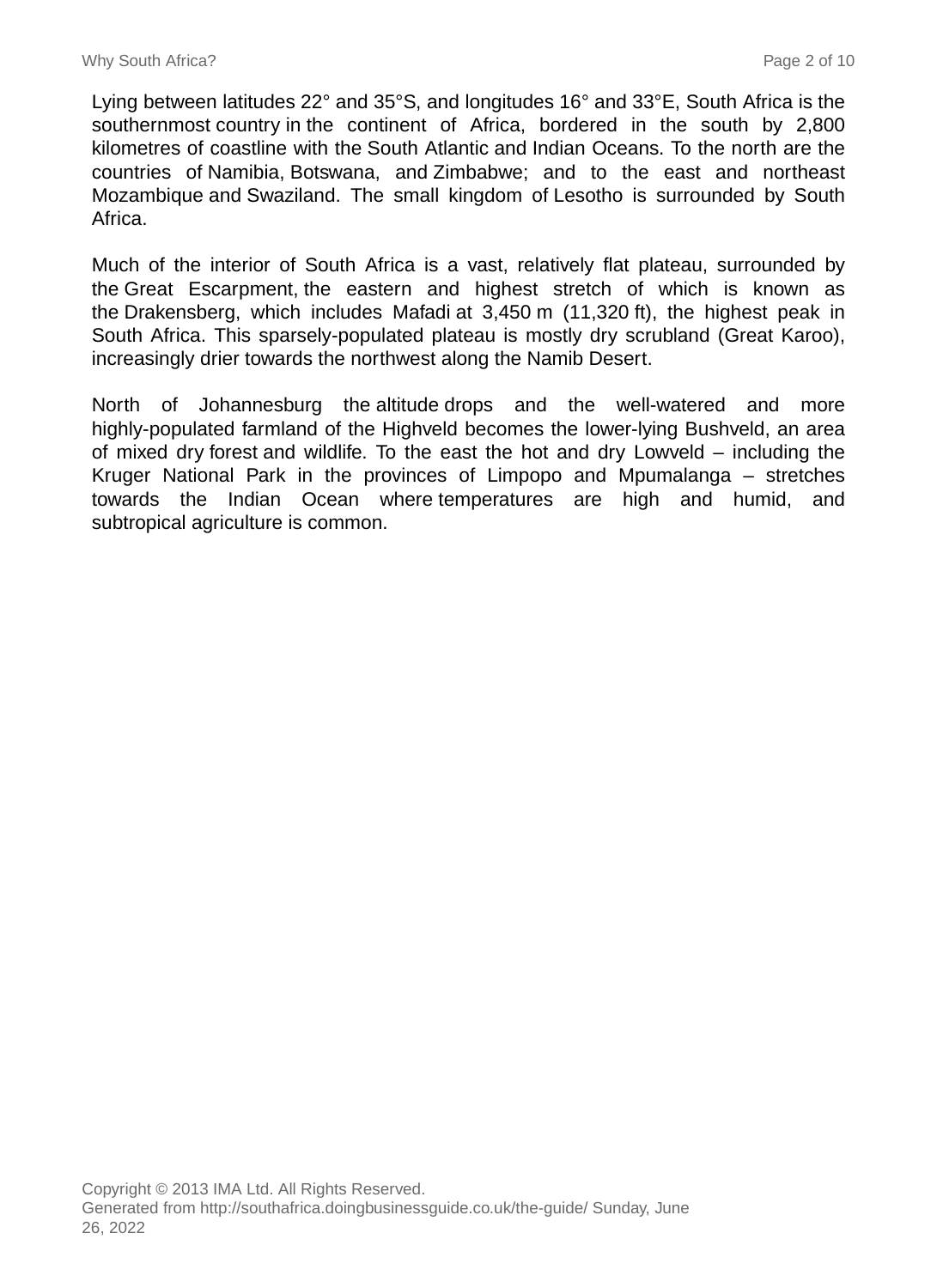Lying between latitudes 22° and 35°S, and longitudes 16° and 33°E, South Africa is the southernmost country in the continent of Africa, bordered in the south by 2,800 kilometres of coastline with the South Atlantic and Indian Oceans. To the north are the countries of Namibia, Botswana, and Zimbabwe; and to the east and northeast Mozambique and Swaziland. The small kingdom of Lesotho is surrounded by South Africa.

Much of the interior of South Africa is a vast, relatively flat plateau, surrounded by the Great Escarpment, the eastern and highest stretch of which is known as the Drakensberg, which includes Mafadi at 3,450 m (11,320 ft), the highest peak in South Africa. This sparsely-populated plateau is mostly dry scrubland (Great Karoo), increasingly drier towards the northwest along the Namib Desert.

North of Johannesburg the altitude drops and the well-watered and more highly-populated farmland of the Highveld becomes the lower-lying Bushveld, an area of mixed dry forest and wildlife. To the east the hot and dry Lowveld – including the Kruger National Park in the provinces of Limpopo and Mpumalanga – stretches towards the Indian Ocean where temperatures are high and humid, and subtropical agriculture is common.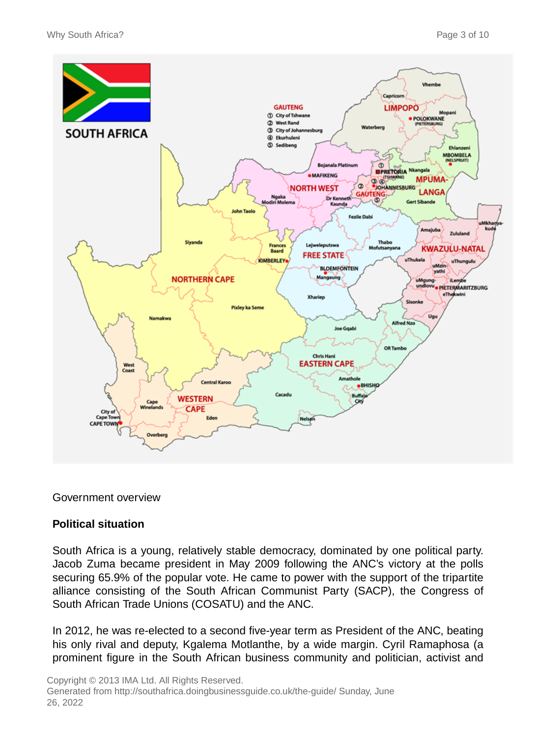Government overview

**Political situation**

South Africa is a young, relatively stable democracy, dominated by one political party. Jacob Zuma became president in May 2009 following the ANC's victory at the polls securing 65.9% of the popular vote. He came to power with the support of the tripartite alliance consisting of the South African Communist Party (SACP), the Congress of South African Trade Unions (COSATU) and the ANC.

In 2012, he was re-elected to a second five-year term as President of the ANC, beating his only rival and deputy, Kgalema Motlanthe, by a wide margin. Cyril Ramaphosa (a prominent figure in the South African business community and politician, activist and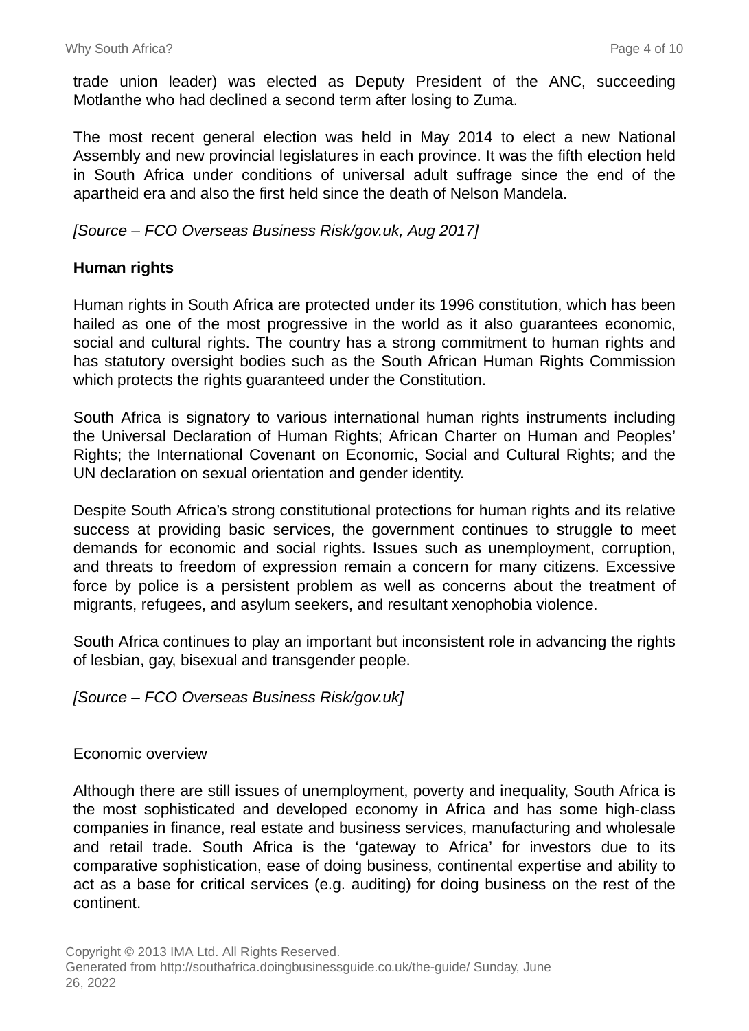trade union leader) was elected as Deputy President of the ANC, succeeding Motlanthe who had declined a second term after losing to Zuma.

The most recent general election was held in May 2014 to elect a new National Assembly and new provincial legislatures in each province. It was the fifth election held in South Africa under conditions of universal adult suffrage since the end of the apartheid era and also the first held since the death of Nelson Mandela.

*[Source – FCO Overseas Business Risk/gov.uk, Aug 2017]*

**Human rights**

Human rights in South Africa are protected under its 1996 constitution, which has been hailed as one of the most progressive in the world as it also guarantees economic, social and cultural rights. The country has a strong commitment to human rights and has statutory oversight bodies such as the South African Human Rights Commission which protects the rights guaranteed under the Constitution.

South Africa is signatory to various international human rights instruments including the Universal Declaration of Human Rights; African Charter on Human and Peoples' Rights; the International Covenant on Economic, Social and Cultural Rights; and the UN declaration on sexual orientation and gender identity.

Despite South Africa's strong constitutional protections for human rights and its relative success at providing basic services, the government continues to struggle to meet demands for economic and social rights. Issues such as unemployment, corruption, and threats to freedom of expression remain a concern for many citizens. Excessive force by police is a persistent problem as well as concerns about the treatment of migrants, refugees, and asylum seekers, and resultant xenophobia violence.

South Africa continues to play an important but inconsistent role in advancing the rights of lesbian, gay, bisexual and transgender people.

*[Source – FCO Overseas Business Risk/gov.uk]*

Economic overview

Although there are still issues of unemployment, poverty and inequality, South Africa is the most sophisticated and developed economy in Africa and has some high-class companies in finance, real estate and business services, manufacturing and wholesale and retail trade. South Africa is the 'gateway to Africa' for investors due to its comparative sophistication, ease of doing business, continental expertise and ability to act as a base for critical services (e.g. auditing) for doing business on the rest of the continent.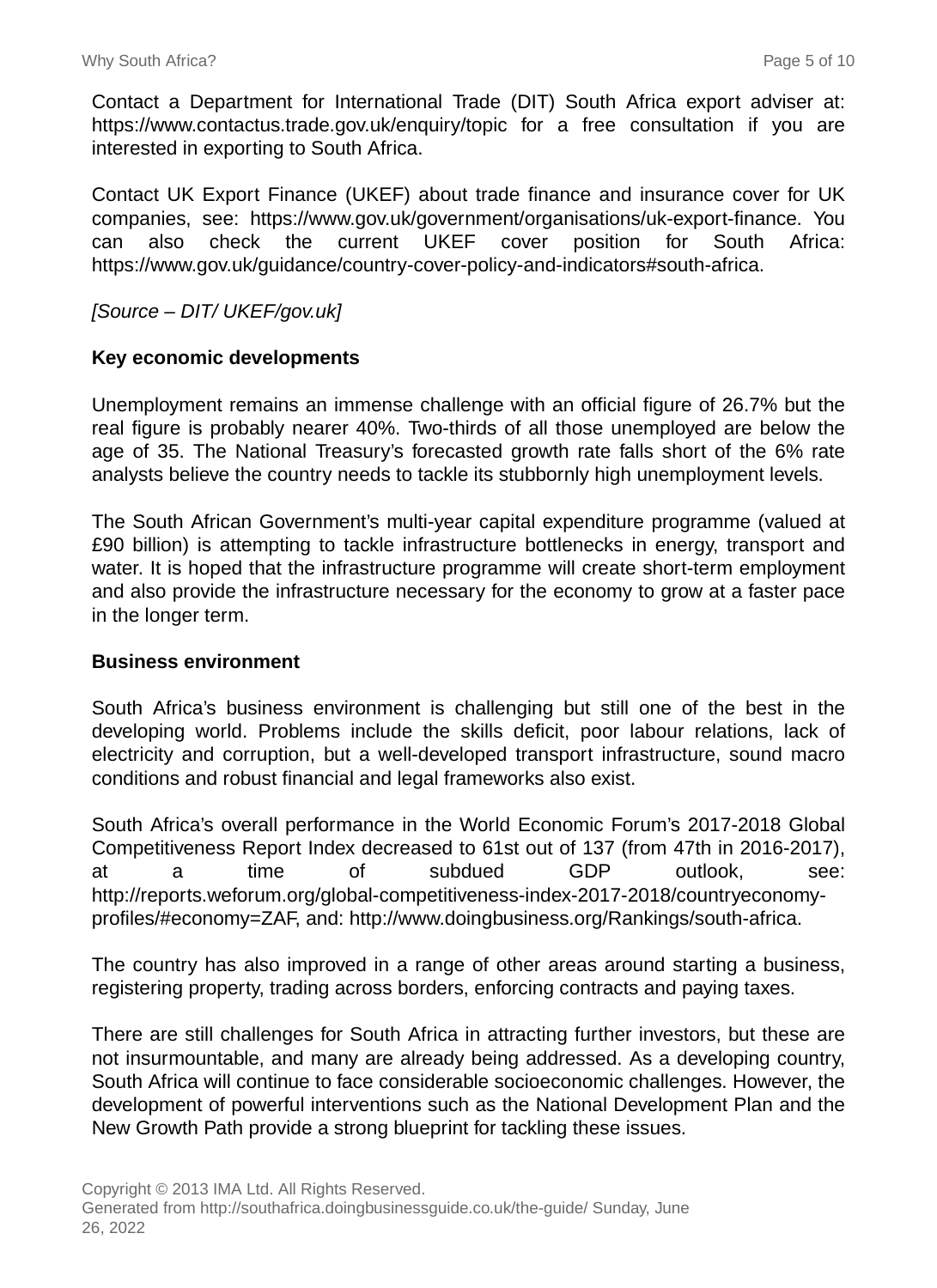Contact a Department for International Trade (DIT) South Africa export adviser at: https://www.contactus.trade.gov.uk/enquiry/topic for a free consultation if you are interested in exporting to South Africa.

Contact UK Export Finance (UKEF) about trade finance and insurance cover for UK companies, see: https://www.gov.uk/government/organisations/uk-export-finance. You can also check the current UKEF cover position for South Africa: https://www.gov.uk/guidance/country-cover-policy-and-indicators#south-africa.

*[Source – DIT/ UKEF/gov.uk]*

**Key economic developments**

Unemployment remains an immense challenge with an official figure of 26.7% but the real figure is probably nearer 40%. Two-thirds of all those unemployed are below the age of 35. The National Treasury's forecasted growth rate falls short of the 6% rate analysts believe the country needs to tackle its stubbornly high unemployment levels.

The South African Government's multi-year capital expenditure programme (valued at £90 billion) is attempting to tackle infrastructure bottlenecks in energy, transport and water. It is hoped that the infrastructure programme will create short-term employment and also provide the infrastructure necessary for the economy to grow at a faster pace in the longer term.

**Business environment**

South Africa's business environment is challenging but still one of the best in the developing world. Problems include the skills deficit, poor labour relations, lack of electricity and corruption, but a well-developed transport infrastructure, sound macro conditions and robust financial and legal frameworks also exist.

South Africa's overall performance in the World Economic Forum's 2017-2018 Global Competitiveness Report Index decreased to 61st out of 137 (from 47th in 2016-2017), at a time of subdued GDP outlook, see: http://reports.weforum.org/global-competitiveness-index-2017-2018/countryeconomy-profiles/#economy=ZAF, and: http://www.doingbusiness.org/Rankings/south-africa.

The country has also improved in a range of other areas around starting a business, registering property, trading across borders, enforcing contracts and paying taxes.

There are still challenges for South Africa in attracting further investors, but these are not insurmountable, and many are already being addressed. As a developing country, South Africa will continue to face considerable socioeconomic challenges. However, the development of powerful interventions such as the National Development Plan and the New Growth Path provide a strong blueprint for tackling these issues.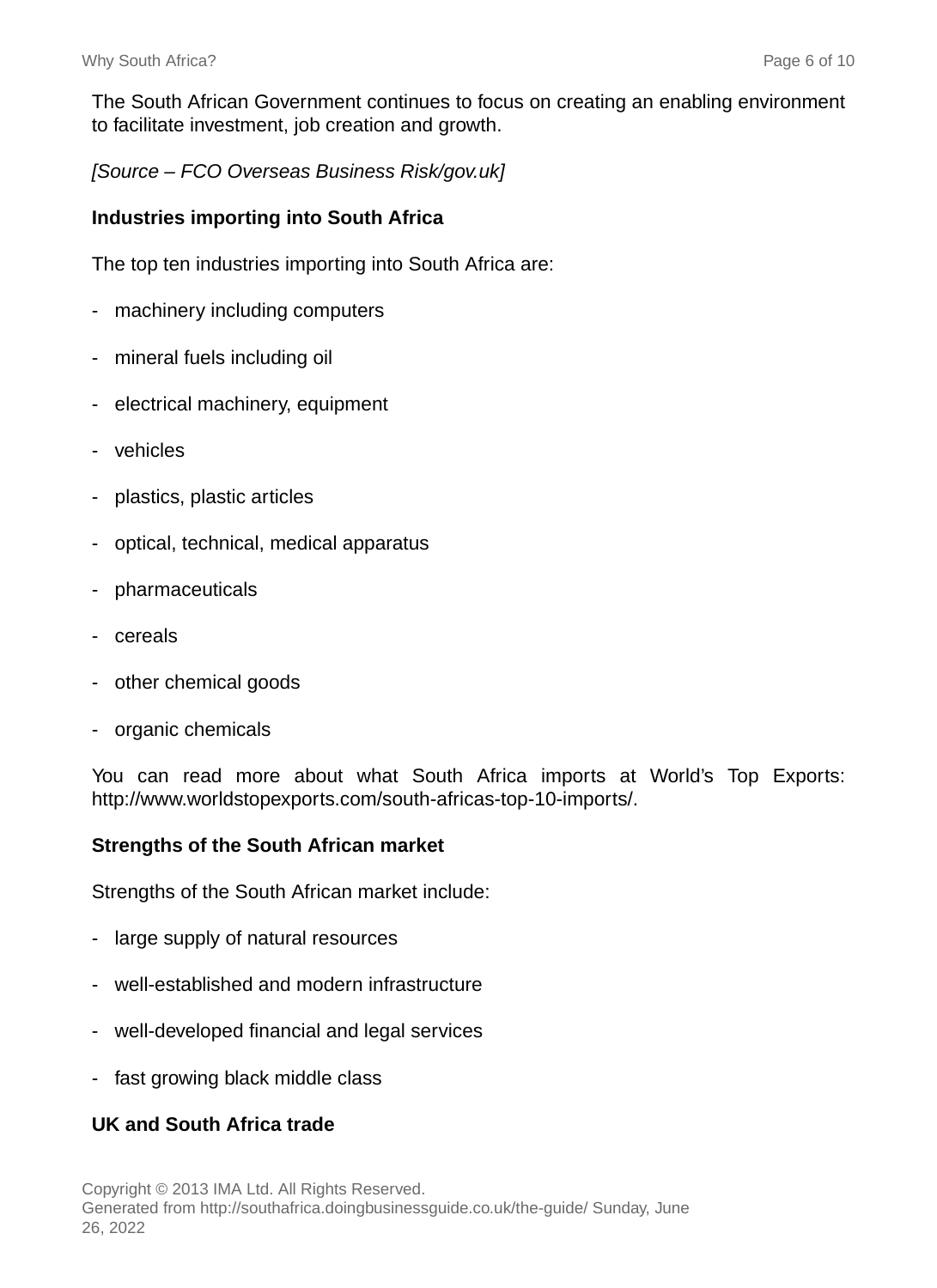The South African Government continues to focus on creating an enabling environment to facilitate investment, job creation and growth.

*[Source – FCO Overseas Business Risk/gov.uk]*

**Industries importing into South Africa**

The top ten industries importing into South Africa are:

- machinery including computers
- mineral fuels including oil
- electrical machinery, equipment
- vehicles
- plastics, plastic articles
- optical, technical, medical apparatus
- pharmaceuticals
- cereals
- other chemical goods
- organic chemicals

You can read more about what South Africa imports at World's Top Exports: http://www.worldstopexports.com/south-africas-top-10-imports/.

**Strengths of the South African market**

Strengths of the South African market include:

- large supply of natural resources
- well-established and modern infrastructure
- well-developed financial and legal services
- fast growing black middle class

**UK and South Africa trade**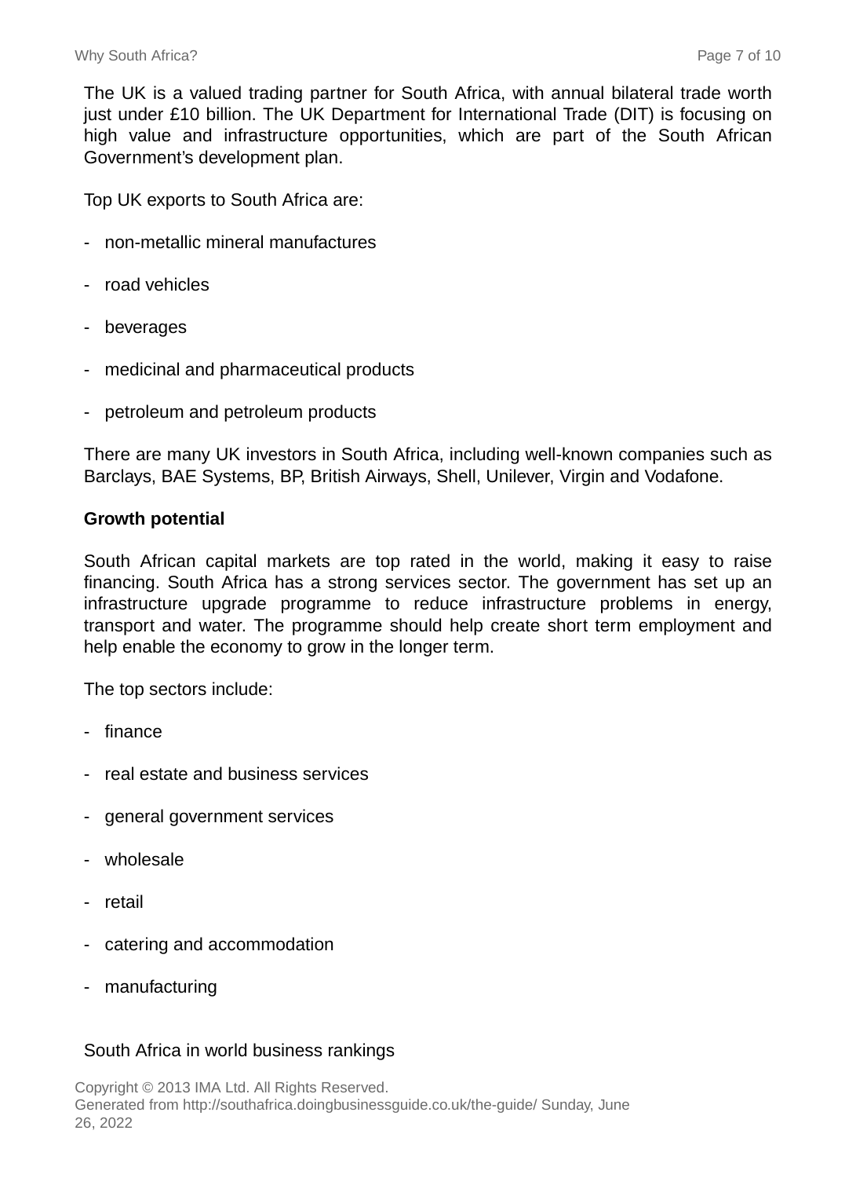The UK is a valued trading partner for South Africa, with annual bilateral trade worth just under £10 billion. The UK Department for International Trade (DIT) is focusing on high value and infrastructure opportunities, which are part of the South African Government's development plan.

Top UK exports to South Africa are:

- non-metallic mineral manufactures
- road vehicles
- beverages
- medicinal and pharmaceutical products
- petroleum and petroleum products

There are many UK investors in South Africa, including well-known companies such as Barclays, BAE Systems, BP, British Airways, Shell, Unilever, Virgin and Vodafone.

**Growth potential**

South African capital markets are top rated in the world, making it easy to raise financing. South Africa has a strong services sector. The government has set up an infrastructure upgrade programme to reduce infrastructure problems in energy, transport and water. The programme should help create short term employment and help enable the economy to grow in the longer term.

The top sectors include:

- finance
- real estate and business services
- general government services
- wholesale
- retail
- catering and accommodation
- manufacturing

South Africa in world business rankings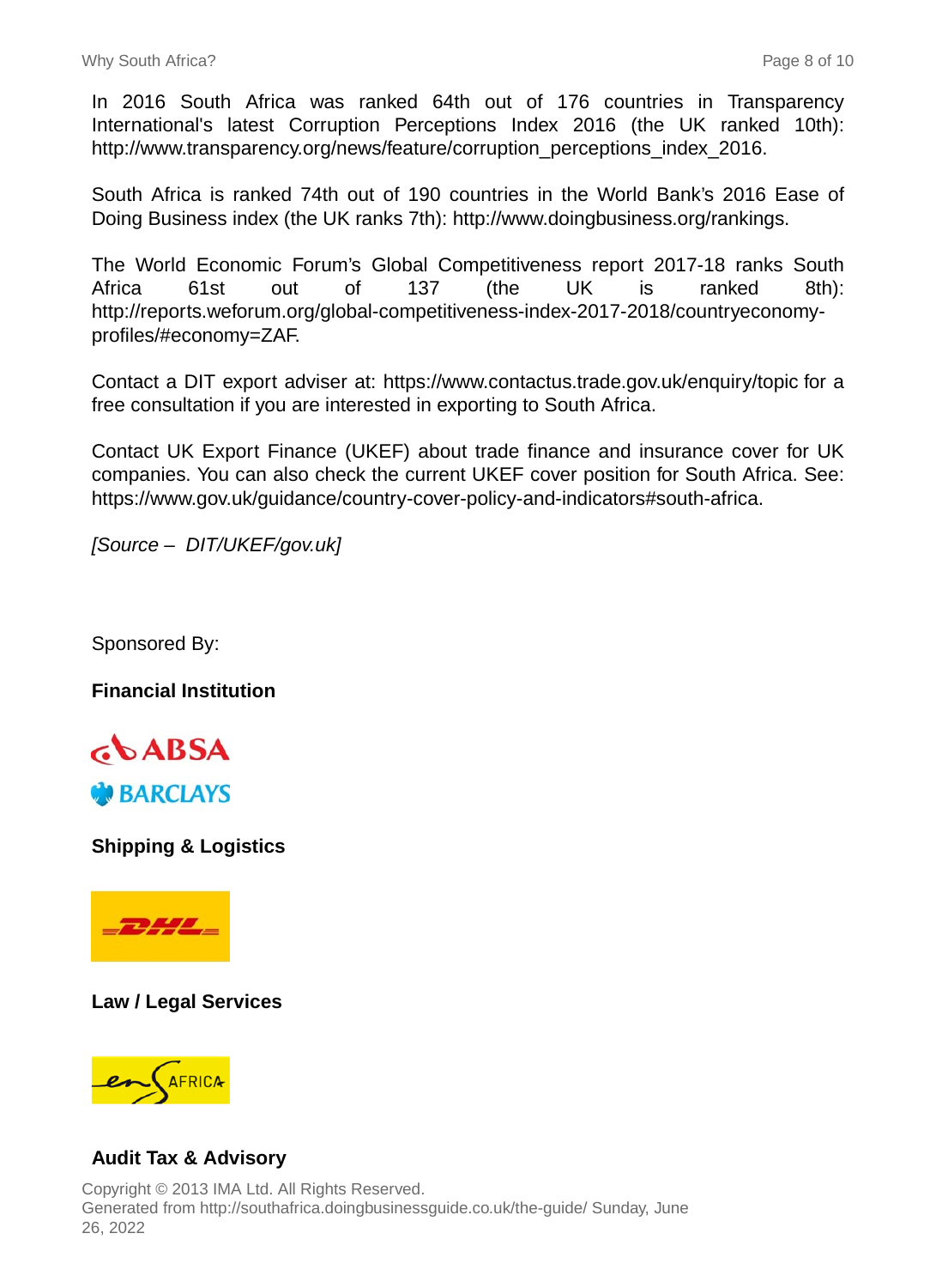In 2016 South Africa was ranked 64th out of 176 countries in Transparency International's latest Corruption Perceptions Index 2016 (the UK ranked 10th): http://www.transparency.org/news/feature/corruption_perceptions_index_2016.

South Africa is ranked 74th out of 190 countries in the World Bank's 2016 Ease of Doing Business index (the UK ranks 7th): http://www.doingbusiness.org/rankings.

The World Economic Forum's Global Competitiveness report 2017-18 ranks South Africa 61st out of 137 (the UK is ranked 8th): http://reports.weforum.org/global-competitiveness-index-2017-2018/countryeconomy-profiles/#economy=ZAF.

Contact a DIT export adviser at: https://www.contactus.trade.gov.uk/enquiry/topic for a free consultation if you are interested in exporting to South Africa.

Contact UK Export Finance (UKEF) about trade finance and insurance cover for UK companies. You can also check the current UKEF cover position for South Africa. See: https://www.gov.uk/guidance/country-cover-policy-and-indicators#south-africa.

*[Source – DIT/UKEF/gov.uk]*

Sponsored By:

**Financial Institution**

**Shipping & Logistics**

**Law / Legal Services**

**Audit Tax & Advisory**

Copyright © 2013 IMA Ltd. All Rights Reserved.
Generated from http://southafrica.doingbusinessguide.co.uk/the-guide/ Sunday, June 26, 2022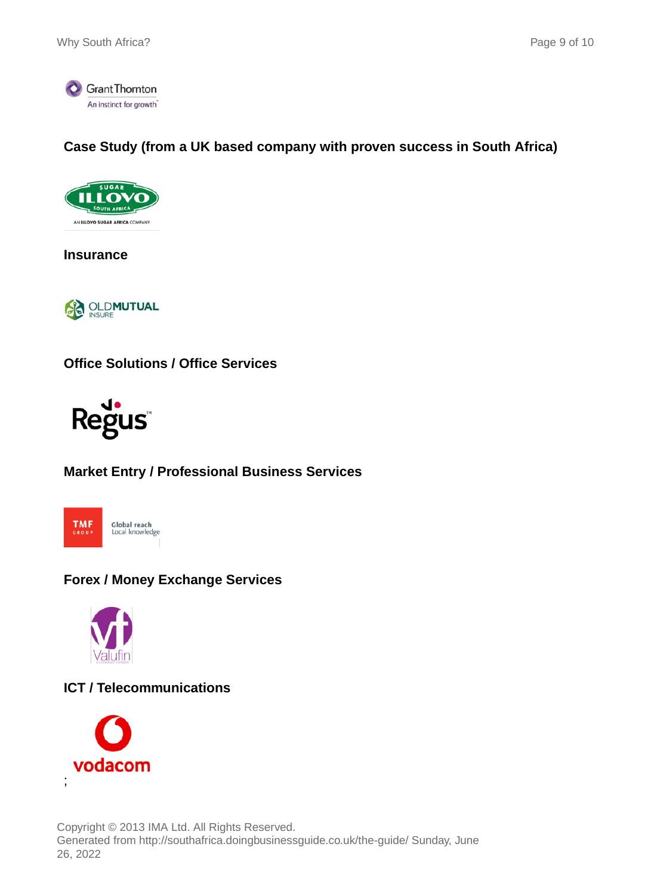### Case Study (from a UK based company with proven success in South Africa)

### Insurance

### Office Solutions / Office Services

### Market Entry / Professional Business Services

### Forex / Money Exchange Services

### ICT / Telecommunications

;

Copyright © 2013 IMA Ltd. All Rights Reserved.
Generated from http://southafrica.doingbusinessguide.co.uk/the-guide/ Sunday, June 26, 2022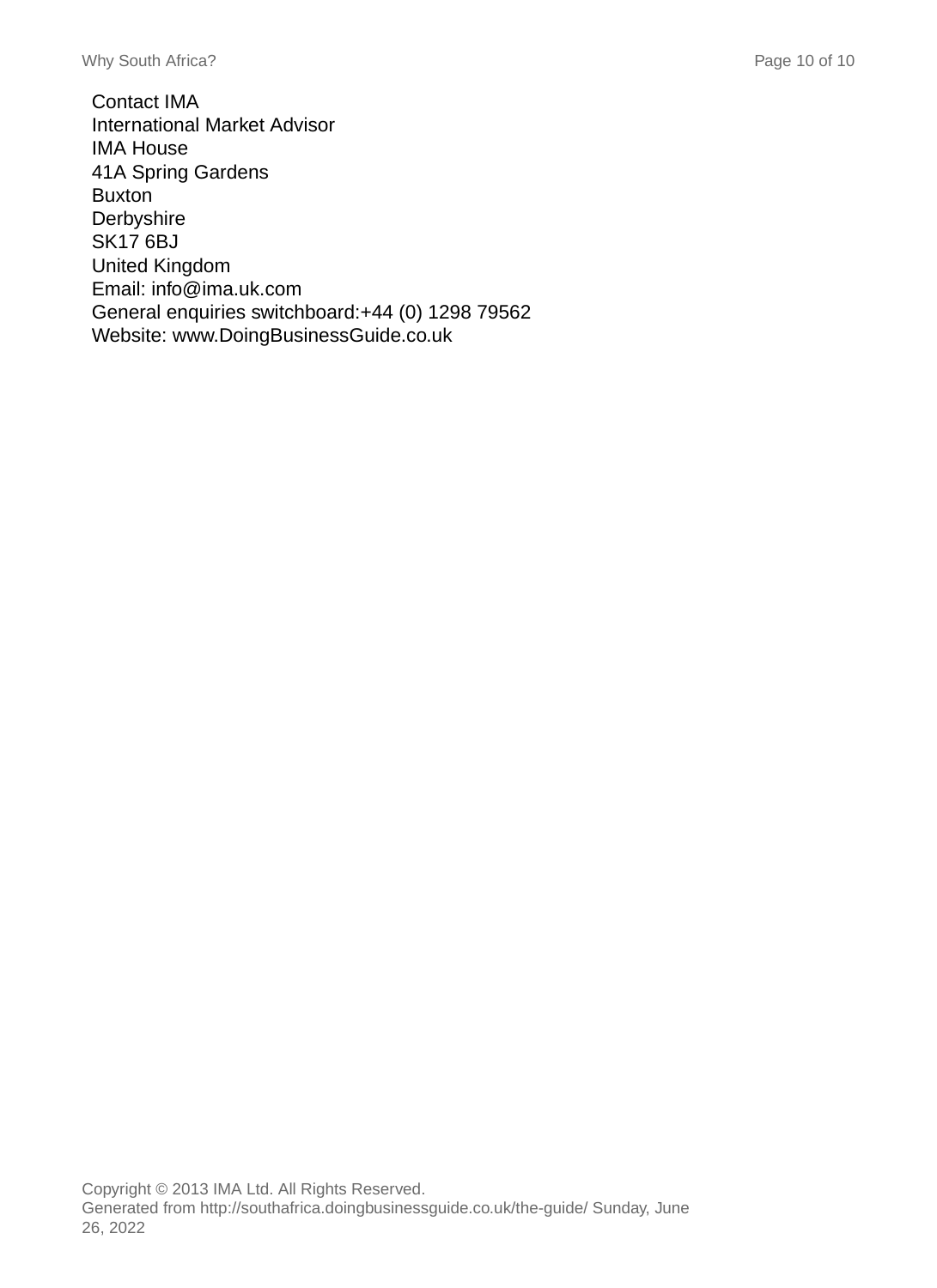Contact IMA
International Market Advisor
IMA House
41A Spring Gardens
Buxton
Derbyshire
SK17 6BJ
United Kingdom
Email: info@ima.uk.com
General enquiries switchboard:+44 (0) 1298 79562
Website: www.DoingBusinessGuide.co.uk